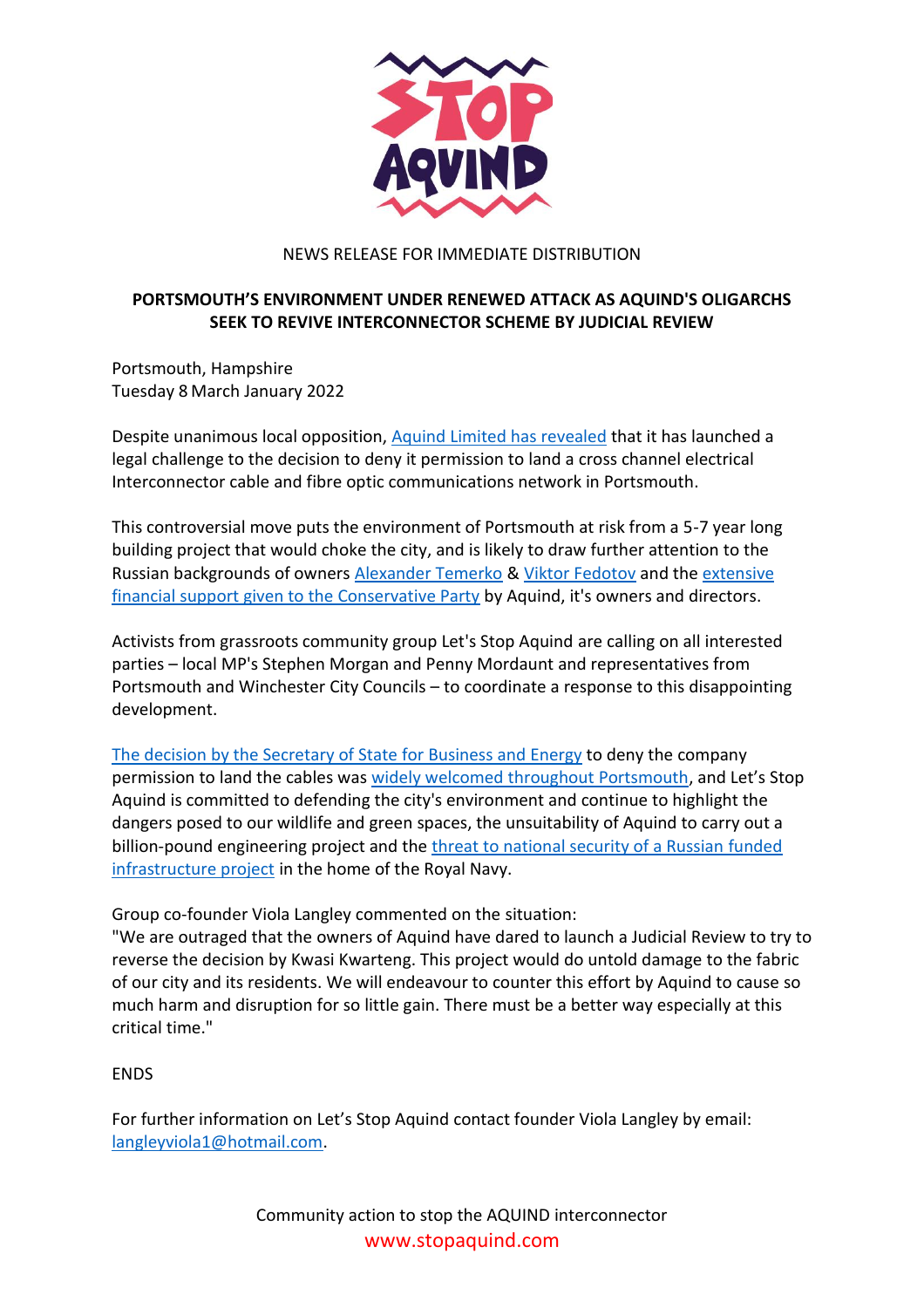STOP AQUIND

NEWS RELEASE FOR IMMEDIATE DISTRIBUTION

**PORTSMOUTH'S ENVIRONMENT UNDER RENEWED ATTACK AS AQUIND'S OLIGARCHS SEEK TO REVIVE INTERCONNECTOR SCHEME BY JUDICIAL REVIEW**

Portsmouth, Hampshire
Tuesday 8 March January 2022

Despite unanimous local opposition, Aquind Limited has revealed that it has launched a legal challenge to the decision to deny it permission to land a cross channel electrical Interconnector cable and fibre optic communications network in Portsmouth.

This controversial move puts the environment of Portsmouth at risk from a 5-7 year long building project that would choke the city, and is likely to draw further attention to the Russian backgrounds of owners Alexander Temerko & Viktor Fedotov and the extensive financial support given to the Conservative Party by Aquind, it's owners and directors.

Activists from grassroots community group Let's Stop Aquind are calling on all interested parties – local MP's Stephen Morgan and Penny Mordaunt and representatives from Portsmouth and Winchester City Councils – to coordinate a response to this disappointing development.

The decision by the Secretary of State for Business and Energy to deny the company permission to land the cables was widely welcomed throughout Portsmouth, and Let's Stop Aquind is committed to defending the city's environment and continue to highlight the dangers posed to our wildlife and green spaces, the unsuitability of Aquind to carry out a billion-pound engineering project and the threat to national security of a Russian funded infrastructure project in the home of the Royal Navy.

Group co-founder Viola Langley commented on the situation:
"We are outraged that the owners of Aquind have dared to launch a Judicial Review to try to reverse the decision by Kwasi Kwarteng. This project would do untold damage to the fabric of our city and its residents. We will endeavour to counter this effort by Aquind to cause so much harm and disruption for so little gain. There must be a better way especially at this critical time."

ENDS

For further information on Let's Stop Aquind contact founder Viola Langley by email: langleyviola1@hotmail.com.

Community action to stop the AQUIND interconnector
www.stopaquind.com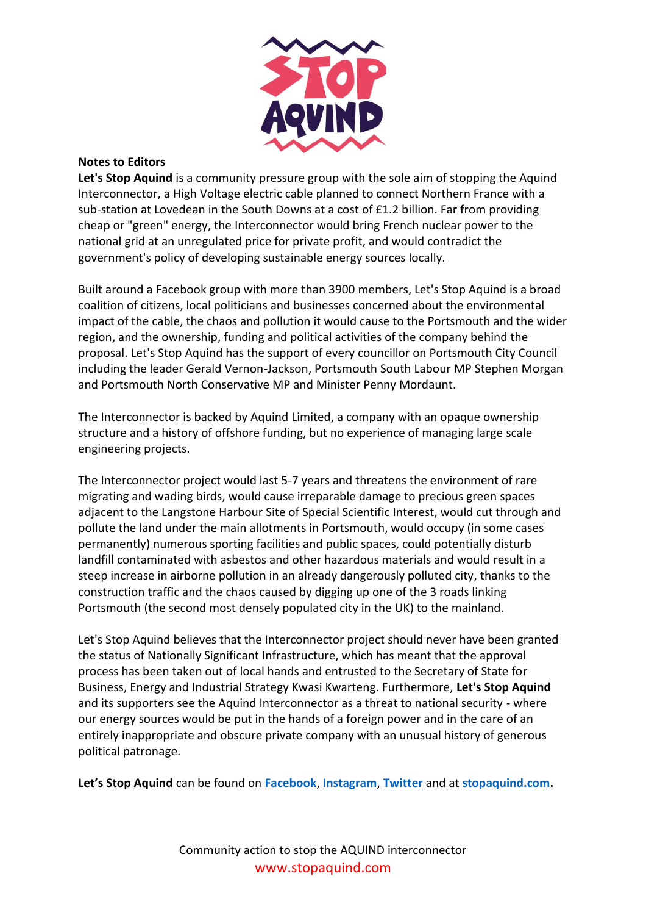**Notes to Editors**

**Let's Stop Aquind** is a community pressure group with the sole aim of stopping the Aquind Interconnector, a High Voltage electric cable planned to connect Northern France with a sub-station at Lovedean in the South Downs at a cost of £1.2 billion. Far from providing cheap or "green" energy, the Interconnector would bring French nuclear power to the national grid at an unregulated price for private profit, and would contradict the government's policy of developing sustainable energy sources locally.

Built around a Facebook group with more than 3900 members, Let's Stop Aquind is a broad coalition of citizens, local politicians and businesses concerned about the environmental impact of the cable, the chaos and pollution it would cause to the Portsmouth and the wider region, and the ownership, funding and political activities of the company behind the proposal. Let's Stop Aquind has the support of every councillor on Portsmouth City Council including the leader Gerald Vernon-Jackson, Portsmouth South Labour MP Stephen Morgan and Portsmouth North Conservative MP and Minister Penny Mordaunt.

The Interconnector is backed by Aquind Limited, a company with an opaque ownership structure and a history of offshore funding, but no experience of managing large scale engineering projects.

The Interconnector project would last 5-7 years and threatens the environment of rare migrating and wading birds, would cause irreparable damage to precious green spaces adjacent to the Langstone Harbour Site of Special Scientific Interest, would cut through and pollute the land under the main allotments in Portsmouth, would occupy (in some cases permanently) numerous sporting facilities and public spaces, could potentially disturb landfill contaminated with asbestos and other hazardous materials and would result in a steep increase in airborne pollution in an already dangerously polluted city, thanks to the construction traffic and the chaos caused by digging up one of the 3 roads linking Portsmouth (the second most densely populated city in the UK) to the mainland.

Let's Stop Aquind believes that the Interconnector project should never have been granted the status of Nationally Significant Infrastructure, which has meant that the approval process has been taken out of local hands and entrusted to the Secretary of State for Business, Energy and Industrial Strategy Kwasi Kwarteng. Furthermore, **Let's Stop Aquind** and its supporters see the Aquind Interconnector as a threat to national security - where our energy sources would be put in the hands of a foreign power and in the care of an entirely inappropriate and obscure private company with an unusual history of generous political patronage.

**Let's Stop Aquind** can be found on **Facebook**, **Instagram**, **Twitter** and at **stopaquind.com.**

Community action to stop the AQUIND interconnector
www.stopaquind.com